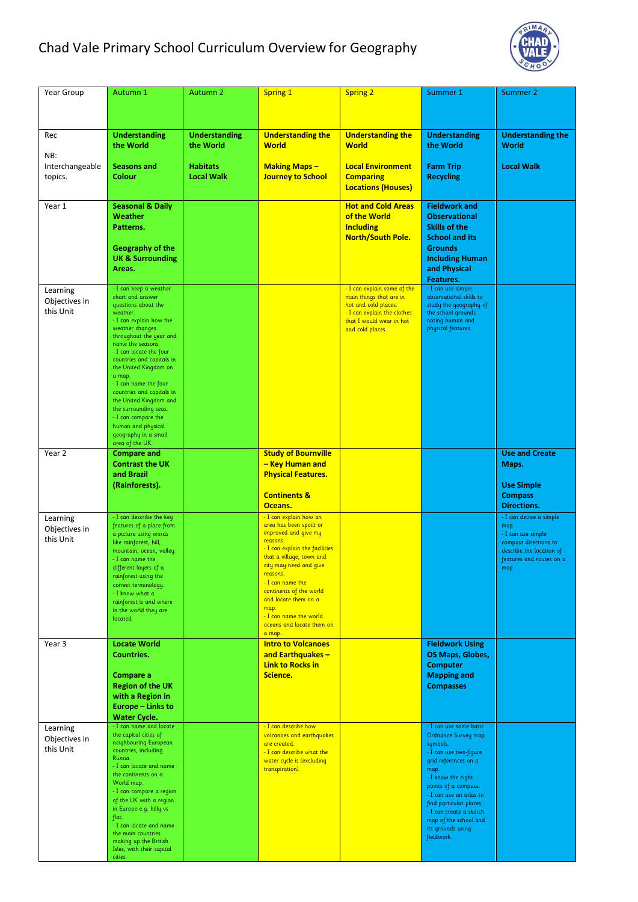# Chad Vale Primary School Curriculum Overview for Geography

| Year Group | Autumn 1 | Autumn 2 | Spring 1 | Spring 2 | Summer 1 | Summer 2 |
|---|---|---|---|---|---|---|
| Rec<br><br>NB:<br>Interchangeable topics. | **Understanding the World**<br><br>**Seasons and Colour** | **Understanding the World**<br><br>**Habitats Local Walk** | **Understanding the World**<br><br>**Making Maps – Journey to School** | **Understanding the World**<br><br>**Local Environment Comparing Locations (Houses)** | **Understanding the World**<br><br>**Farm Trip Recycling** | **Understanding the World**<br><br>**Local Walk** |
| Year 1 | **Seasonal & Daily Weather Patterns.**<br><br>**Geography of the UK & Surrounding Areas.** | | | **Hot and Cold Areas of the World Including North/South Pole.** | **Fieldwork and Observational Skills of the School and its Grounds Including Human and Physical Features.** | |
| Learning Objectives in this Unit | - I can keep a weather chart and answer questions about the weather.<br>- I can explain how the weather changes throughout the year and name the seasons.<br>- I can locate the four countries and capitals in the United Kingdom on a map.<br>- I can name the four countries and capitals in the United Kingdom and the surrounding seas.<br>- I can compare the human and physical geography in a small area of the UK. | | | - I can explain some of the main things that are in hot and cold places.<br>- I can explain the clothes that I would wear in hot and cold places. | - I can use simple observational skills to study the geography of the school grounds noting human and physical features. | |
| Year 2 | **Compare and Contrast the UK and Brazil (Rainforests).** | | **Study of Bournville – Key Human and Physical Features.**<br><br>**Continents & Oceans.** | | | **Use and Create Maps.**<br><br>**Use Simple Compass Directions.** |
| Learning Objectives in this Unit | - I can describe the key features of a place from a picture using words like rainforest, hill, mountain, ocean, valley.<br>- I can name the different layers of a rainforest using the correct terminology.<br>- I know what a rainforest is and where in the world they are located. | | - I can explain how an area has been spoilt or improved and give my reasons.<br>- I can explain the facilities that a village, town and city may need and give reasons.<br>- I can name the continents of the world and locate them on a map.<br>- I can name the world oceans and locate them on a map. | | | - I can devise a simple map.<br>- I can use simple compass directions to describe the location of features and routes on a map. |
| Year 3 | **Locate World Countries.**<br><br>**Compare a Region of the UK with a Region in Europe – Links to Water Cycle.** | | **Intro to Volcanoes and Earthquakes – Link to Rocks in Science.** | | **Fieldwork Using OS Maps, Globes, Computer Mapping and Compasses** | |
| Learning Objectives in this Unit | - I can name and locate the capital cities of neighbouring European countries, including Russia.<br>- I can locate and name the continents on a World map.<br>- I can compare a region of the UK with a region in Europe e.g. hilly vs flat.<br>- I can locate and name the main countries making up the British Isles, with their capital cities. | | - I can describe how volcanoes and earthquakes are created.<br>- I can describe what the water cycle is (excluding transpiration). | | - I can use some basic Ordnance Survey map symbols.<br>- I can use two-figure grid references on a map.<br>- I know the eight points of a compass.<br>- I can use an atlas to find particular places.<br>- I can create a sketch map of the school and its grounds using fieldwork. | |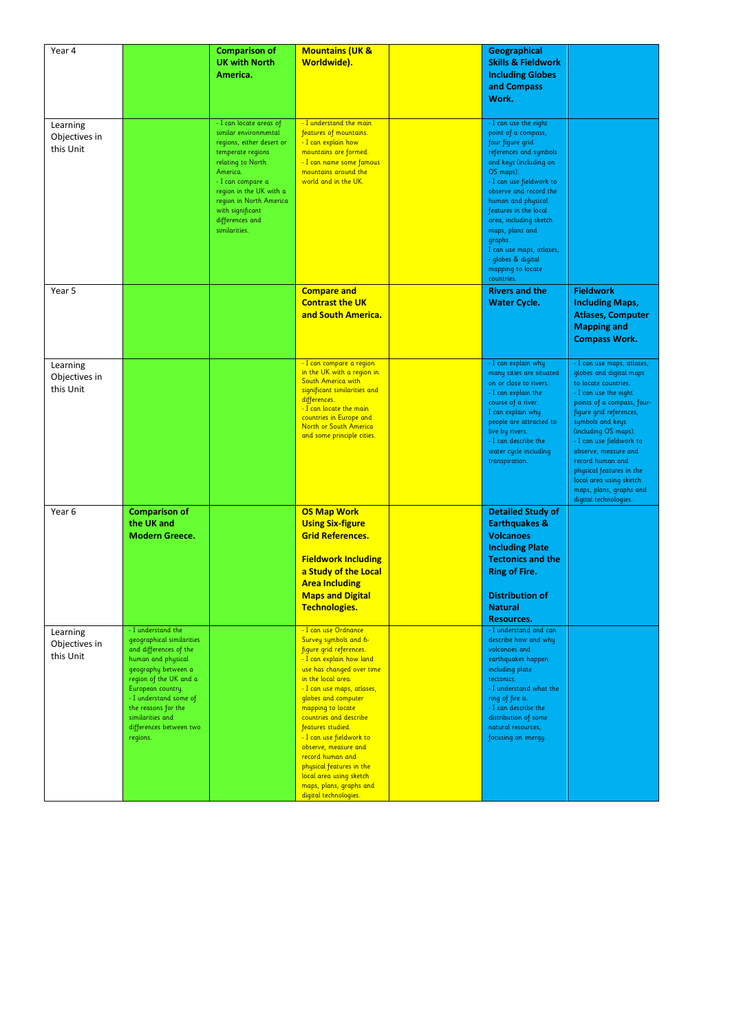| | | | | | | |
|---|---|---|---|---|---|---|
| Year 4 | | **Comparison of UK with North America.** | **Mountains (UK & Worldwide).** | | **Geographical Skills & Fieldwork Including Globes and Compass Work.** | |
| Learning Objectives in this Unit | | - I can locate areas of similar environmental regions, either desert or temperate regions relating to North America.<br>- I can compare a region in the UK with a region in North America with significant differences and similarities. | - I understand the main features of mountains.<br>- I can explain how mountains are formed.<br>- I can name some famous mountains around the world and in the UK. | | - I can use the eight point of a compass, four figure grid references and symbols and keys (including on OS maps).<br>- I can use fieldwork to observe and record the human and physical features in the local area, including sketch maps, plans and graphs.<br>I can use maps, atlases, - globes & digital mapping to locate countries. | |
| Year 5 | | | **Compare and Contrast the UK and South America.** | | **Rivers and the Water Cycle.** | **Fieldwork Including Maps, Atlases, Computer Mapping and Compass Work.** |
| Learning Objectives in this Unit | | | - I can compare a region in the UK with a region in South America with significant similarities and differences.<br>- I can locate the main countries in Europe and North or South America and some principle cities. | | - I can explain why many cities are situated on or close to rivers.<br>- I can explain the course of a river.<br>I can explain why people are attracted to live by rivers.<br>- I can describe the water cycle including transpiration. | - I can use maps, atlases, globes and digital maps to locate countries.<br>- I can use the eight points of a compass, four-figure grid references, symbols and keys (including OS maps).<br>- I can use fieldwork to observe, measure and record human and physical features in the local area using sketch maps, plans, graphs and digital technologies. |
| Year 6 | **Comparison of the UK and Modern Greece.** | | **OS Map Work Using Six-figure Grid References.**<br><br>**Fieldwork Including a Study of the Local Area Including Maps and Digital Technologies.** | | **Detailed Study of Earthquakes & Volcanoes Including Plate Tectonics and the Ring of Fire.**<br><br>**Distribution of Natural Resources.** | |
| Learning Objectives in this Unit | - I understand the geographical similarities and differences of the human and physical geography between a region of the UK and a European country.<br>- I understand some of the reasons for the similarities and differences between two regions. | | - I can use Ordnance Survey symbols and 6-figure grid references.<br>- I can explain how land use has changed over time in the local area.<br>- I can use maps, atlases, globes and computer mapping to locate countries and describe features studied.<br>- I can use fieldwork to observe, measure and record human and physical features in the local area using sketch maps, plans, graphs and digital technologies. | | - I understand and can describe how and why volcanoes and earthquakes happen including plate tectonics.<br>- I understand what the ring of fire is.<br>- I can describe the distribution of some natural resources, focusing on energy. | |